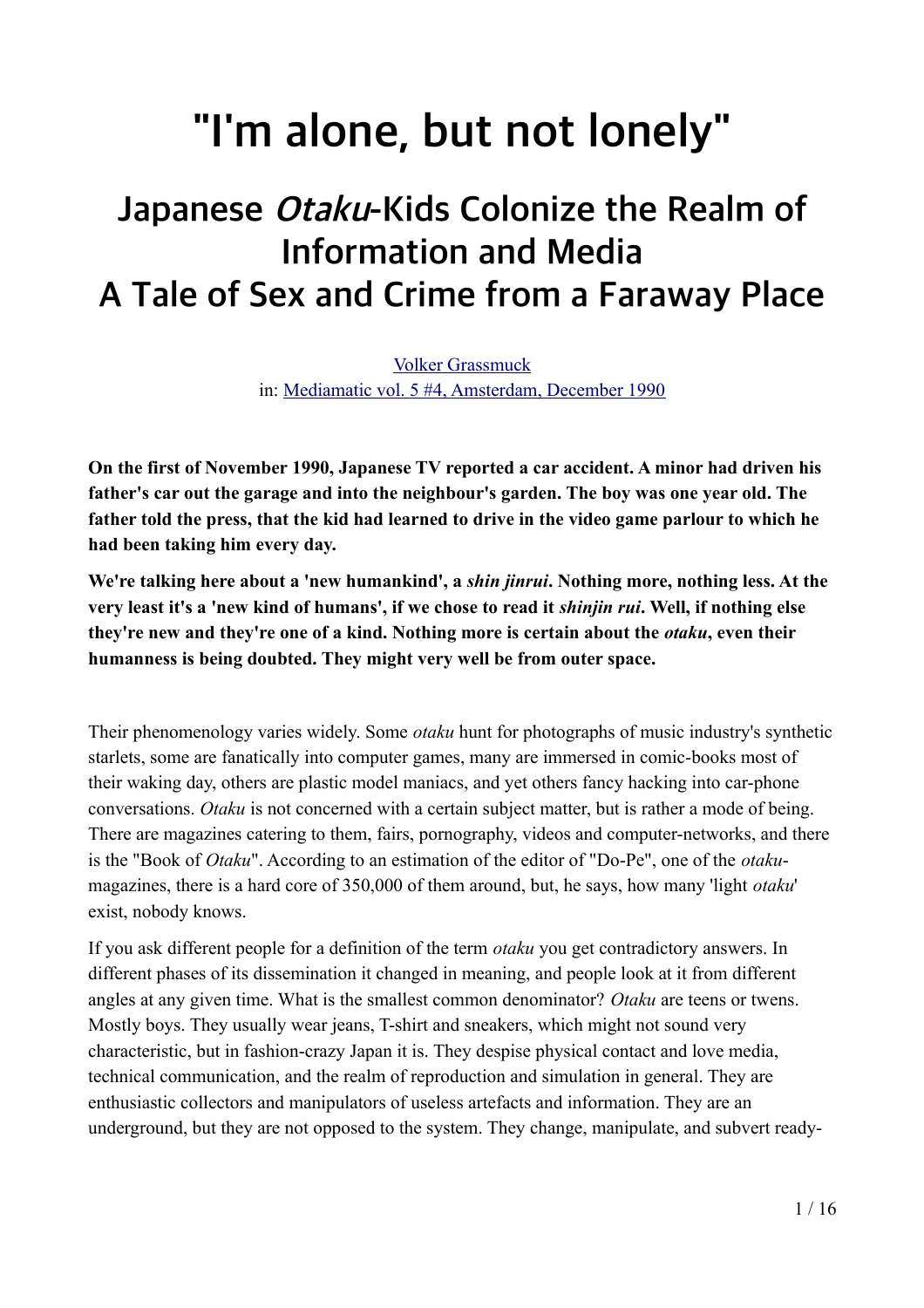# "I'm alone, but not lonely"

## Japanese *Otaku*-Kids Colonize the Realm of Information and Media
## A Tale of Sex and Crime from a Faraway Place

Volker Grassmuck
in: Mediamatic vol. 5 #4, Amsterdam, December 1990

**On the first of November 1990, Japanese TV reported a car accident. A minor had driven his father's car out the garage and into the neighbour's garden. The boy was one year old. The father told the press, that the kid had learned to drive in the video game parlour to which he had been taking him every day.**

**We're talking here about a 'new humankind', a *shin jinrui*. Nothing more, nothing less. At the very least it's a 'new kind of humans', if we chose to read it *shinjin rui*. Well, if nothing else they're new and they're one of a kind. Nothing more is certain about the *otaku*, even their humanness is being doubted. They might very well be from outer space.**

Their phenomenology varies widely. Some *otaku* hunt for photographs of music industry's synthetic starlets, some are fanatically into computer games, many are immersed in comic-books most of their waking day, others are plastic model maniacs, and yet others fancy hacking into car-phone conversations. *Otaku* is not concerned with a certain subject matter, but is rather a mode of being. There are magazines catering to them, fairs, pornography, videos and computer-networks, and there is the "Book of *Otaku*". According to an estimation of the editor of "Do-Pe", one of the *otaku*-magazines, there is a hard core of 350,000 of them around, but, he says, how many 'light *otaku*' exist, nobody knows.

If you ask different people for a definition of the term *otaku* you get contradictory answers. In different phases of its dissemination it changed in meaning, and people look at it from different angles at any given time. What is the smallest common denominator? *Otaku* are teens or twens. Mostly boys. They usually wear jeans, T-shirt and sneakers, which might not sound very characteristic, but in fashion-crazy Japan it is. They despise physical contact and love media, technical communication, and the realm of reproduction and simulation in general. They are enthusiastic collectors and manipulators of useless artefacts and information. They are an underground, but they are not opposed to the system. They change, manipulate, and subvert ready-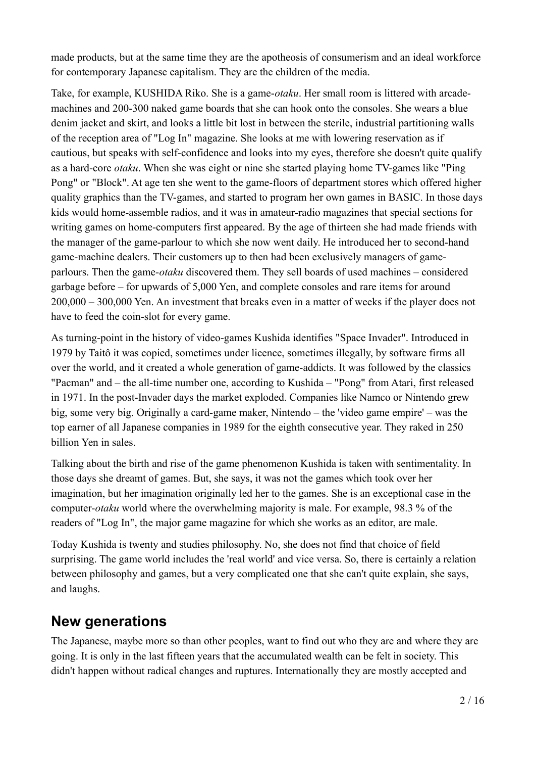made products, but at the same time they are the apotheosis of consumerism and an ideal workforce for contemporary Japanese capitalism. They are the children of the media.

Take, for example, KUSHIDA Riko. She is a game-*otaku*. Her small room is littered with arcade-machines and 200-300 naked game boards that she can hook onto the consoles. She wears a blue denim jacket and skirt, and looks a little bit lost in between the sterile, industrial partitioning walls of the reception area of "Log In" magazine. She looks at me with lowering reservation as if cautious, but speaks with self-confidence and looks into my eyes, therefore she doesn't quite qualify as a hard-core *otaku*. When she was eight or nine she started playing home TV-games like "Ping Pong" or "Block". At age ten she went to the game-floors of department stores which offered higher quality graphics than the TV-games, and started to program her own games in BASIC. In those days kids would home-assemble radios, and it was in amateur-radio magazines that special sections for writing games on home-computers first appeared. By the age of thirteen she had made friends with the manager of the game-parlour to which she now went daily. He introduced her to second-hand game-machine dealers. Their customers up to then had been exclusively managers of game-parlours. Then the game-*otaku* discovered them. They sell boards of used machines – considered garbage before – for upwards of 5,000 Yen, and complete consoles and rare items for around 200,000 – 300,000 Yen. An investment that breaks even in a matter of weeks if the player does not have to feed the coin-slot for every game.

As turning-point in the history of video-games Kushida identifies "Space Invader". Introduced in 1979 by Taitô it was copied, sometimes under licence, sometimes illegally, by software firms all over the world, and it created a whole generation of game-addicts. It was followed by the classics "Pacman" and – the all-time number one, according to Kushida – "Pong" from Atari, first released in 1971. In the post-Invader days the market exploded. Companies like Namco or Nintendo grew big, some very big. Originally a card-game maker, Nintendo – the 'video game empire' – was the top earner of all Japanese companies in 1989 for the eighth consecutive year. They raked in 250 billion Yen in sales.

Talking about the birth and rise of the game phenomenon Kushida is taken with sentimentality. In those days she dreamt of games. But, she says, it was not the games which took over her imagination, but her imagination originally led her to the games. She is an exceptional case in the computer-*otaku* world where the overwhelming majority is male. For example, 98.3 % of the readers of "Log In", the major game magazine for which she works as an editor, are male.

Today Kushida is twenty and studies philosophy. No, she does not find that choice of field surprising. The game world includes the 'real world' and vice versa. So, there is certainly a relation between philosophy and games, but a very complicated one that she can't quite explain, she says, and laughs.

## New generations

The Japanese, maybe more so than other peoples, want to find out who they are and where they are going. It is only in the last fifteen years that the accumulated wealth can be felt in society. This didn't happen without radical changes and ruptures. Internationally they are mostly accepted and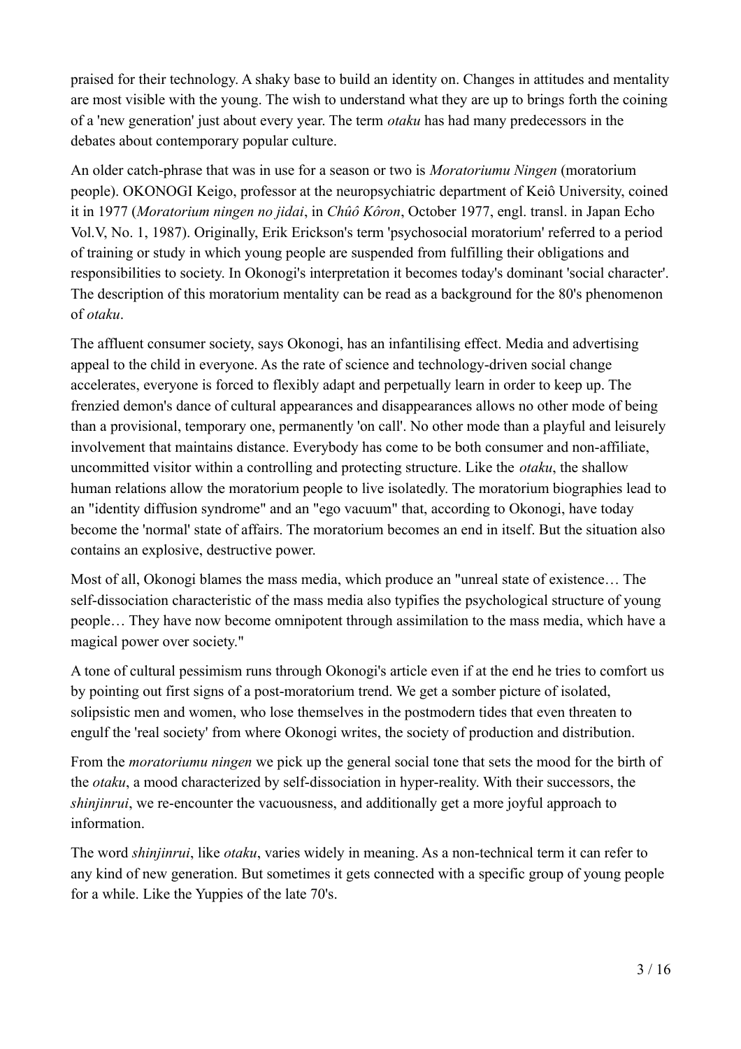praised for their technology. A shaky base to build an identity on. Changes in attitudes and mentality are most visible with the young. The wish to understand what they are up to brings forth the coining of a 'new generation' just about every year. The term *otaku* has had many predecessors in the debates about contemporary popular culture.

An older catch-phrase that was in use for a season or two is *Moratoriumu Ningen* (moratorium people). OKONOGI Keigo, professor at the neuropsychiatric department of Keiô University, coined it in 1977 (*Moratorium ningen no jidai*, in *Chûô Kôron*, October 1977, engl. transl. in Japan Echo Vol.V, No. 1, 1987). Originally, Erik Erickson's term 'psychosocial moratorium' referred to a period of training or study in which young people are suspended from fulfilling their obligations and responsibilities to society. In Okonogi's interpretation it becomes today's dominant 'social character'. The description of this moratorium mentality can be read as a background for the 80's phenomenon of *otaku*.

The affluent consumer society, says Okonogi, has an infantilising effect. Media and advertising appeal to the child in everyone. As the rate of science and technology-driven social change accelerates, everyone is forced to flexibly adapt and perpetually learn in order to keep up. The frenzied demon's dance of cultural appearances and disappearances allows no other mode of being than a provisional, temporary one, permanently 'on call'. No other mode than a playful and leisurely involvement that maintains distance. Everybody has come to be both consumer and non-affiliate, uncommitted visitor within a controlling and protecting structure. Like the *otaku*, the shallow human relations allow the moratorium people to live isolatedly. The moratorium biographies lead to an "identity diffusion syndrome" and an "ego vacuum" that, according to Okonogi, have today become the 'normal' state of affairs. The moratorium becomes an end in itself. But the situation also contains an explosive, destructive power.

Most of all, Okonogi blames the mass media, which produce an "unreal state of existence… The self-dissociation characteristic of the mass media also typifies the psychological structure of young people… They have now become omnipotent through assimilation to the mass media, which have a magical power over society."

A tone of cultural pessimism runs through Okonogi's article even if at the end he tries to comfort us by pointing out first signs of a post-moratorium trend. We get a somber picture of isolated, solipsistic men and women, who lose themselves in the postmodern tides that even threaten to engulf the 'real society' from where Okonogi writes, the society of production and distribution.

From the *moratoriumu ningen* we pick up the general social tone that sets the mood for the birth of the *otaku*, a mood characterized by self-dissociation in hyper-reality. With their successors, the *shinjinrui*, we re-encounter the vacuousness, and additionally get a more joyful approach to information.

The word *shinjinrui*, like *otaku*, varies widely in meaning. As a non-technical term it can refer to any kind of new generation. But sometimes it gets connected with a specific group of young people for a while. Like the Yuppies of the late 70's.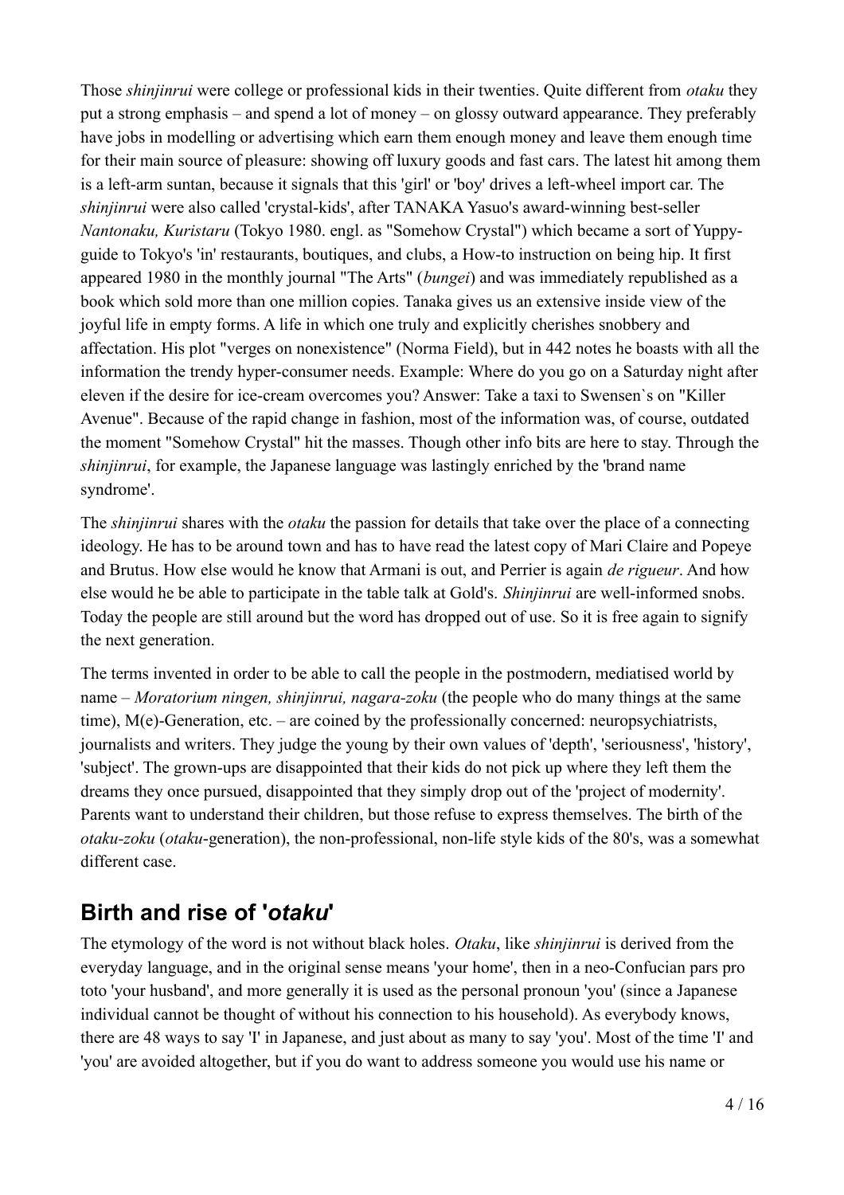Those *shinjinrui* were college or professional kids in their twenties. Quite different from *otaku* they put a strong emphasis – and spend a lot of money – on glossy outward appearance. They preferably have jobs in modelling or advertising which earn them enough money and leave them enough time for their main source of pleasure: showing off luxury goods and fast cars. The latest hit among them is a left-arm suntan, because it signals that this 'girl' or 'boy' drives a left-wheel import car. The *shinjinrui* were also called 'crystal-kids', after TANAKA Yasuo's award-winning best-seller *Nantonaku, Kuristaru* (Tokyo 1980. engl. as "Somehow Crystal") which became a sort of Yuppy-guide to Tokyo's 'in' restaurants, boutiques, and clubs, a How-to instruction on being hip. It first appeared 1980 in the monthly journal "The Arts" (*bungei*) and was immediately republished as a book which sold more than one million copies. Tanaka gives us an extensive inside view of the joyful life in empty forms. A life in which one truly and explicitly cherishes snobbery and affectation. His plot "verges on nonexistence" (Norma Field), but in 442 notes he boasts with all the information the trendy hyper-consumer needs. Example: Where do you go on a Saturday night after eleven if the desire for ice-cream overcomes you? Answer: Take a taxi to Swensen`s on "Killer Avenue". Because of the rapid change in fashion, most of the information was, of course, outdated the moment "Somehow Crystal" hit the masses. Though other info bits are here to stay. Through the *shinjinrui*, for example, the Japanese language was lastingly enriched by the 'brand name syndrome'.

The *shinjinrui* shares with the *otaku* the passion for details that take over the place of a connecting ideology. He has to be around town and has to have read the latest copy of Mari Claire and Popeye and Brutus. How else would he know that Armani is out, and Perrier is again *de rigueur*. And how else would he be able to participate in the table talk at Gold's. *Shinjinrui* are well-informed snobs. Today the people are still around but the word has dropped out of use. So it is free again to signify the next generation.

The terms invented in order to be able to call the people in the postmodern, mediatised world by name – *Moratorium ningen, shinjinrui, nagara-zoku* (the people who do many things at the same time), M(e)-Generation, etc. – are coined by the professionally concerned: neuropsychiatrists, journalists and writers. They judge the young by their own values of 'depth', 'seriousness', 'history', 'subject'. The grown-ups are disappointed that their kids do not pick up where they left them the dreams they once pursued, disappointed that they simply drop out of the 'project of modernity'. Parents want to understand their children, but those refuse to express themselves. The birth of the *otaku-zoku* (*otaku*-generation), the non-professional, non-life style kids of the 80's, was a somewhat different case.

## Birth and rise of '*otaku*'

The etymology of the word is not without black holes. *Otaku*, like *shinjinrui* is derived from the everyday language, and in the original sense means 'your home', then in a neo-Confucian pars pro toto 'your husband', and more generally it is used as the personal pronoun 'you' (since a Japanese individual cannot be thought of without his connection to his household). As everybody knows, there are 48 ways to say 'I' in Japanese, and just about as many to say 'you'. Most of the time 'I' and 'you' are avoided altogether, but if you do want to address someone you would use his name or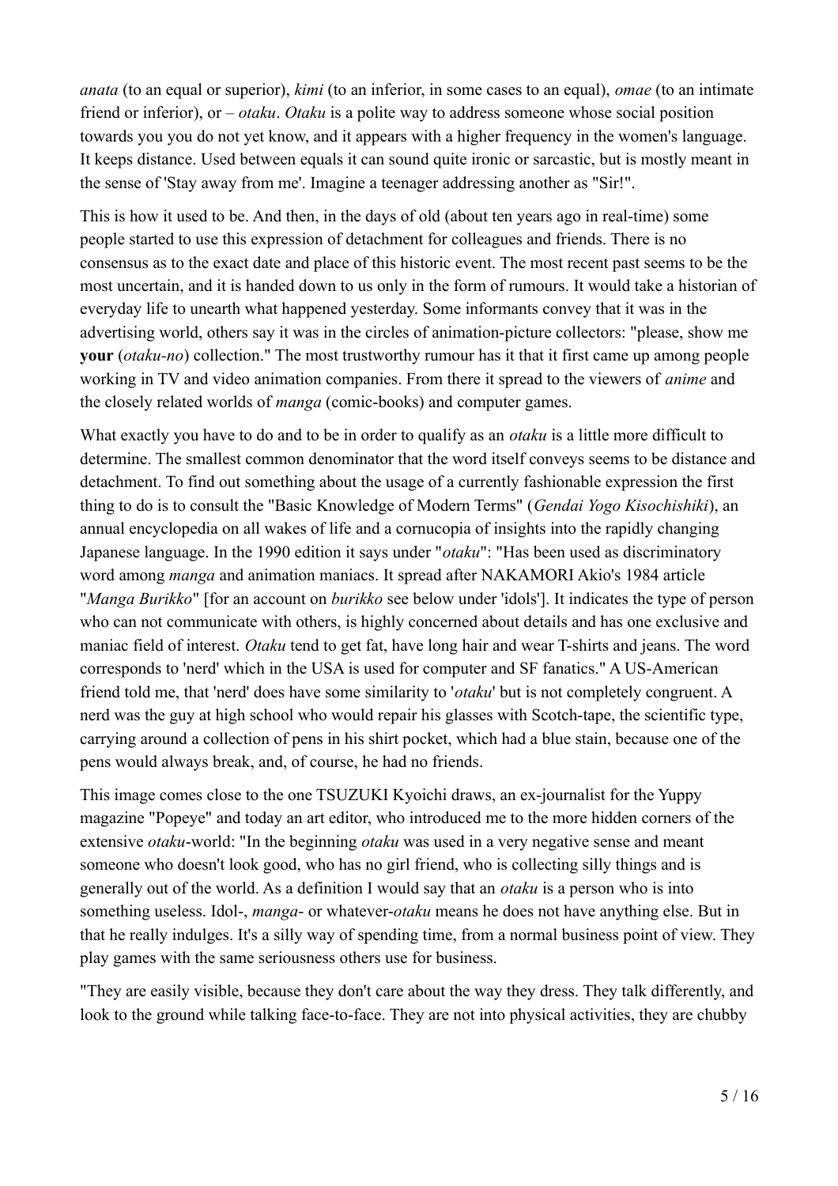*anata* (to an equal or superior), *kimi* (to an inferior, in some cases to an equal), *omae* (to an intimate friend or inferior), or – *otaku*. *Otaku* is a polite way to address someone whose social position towards you you do not yet know, and it appears with a higher frequency in the women's language. It keeps distance. Used between equals it can sound quite ironic or sarcastic, but is mostly meant in the sense of 'Stay away from me'. Imagine a teenager addressing another as "Sir!".

This is how it used to be. And then, in the days of old (about ten years ago in real-time) some people started to use this expression of detachment for colleagues and friends. There is no consensus as to the exact date and place of this historic event. The most recent past seems to be the most uncertain, and it is handed down to us only in the form of rumours. It would take a historian of everyday life to unearth what happened yesterday. Some informants convey that it was in the advertising world, others say it was in the circles of animation-picture collectors: "please, show me **your** (*otaku-no*) collection." The most trustworthy rumour has it that it first came up among people working in TV and video animation companies. From there it spread to the viewers of *anime* and the closely related worlds of *manga* (comic-books) and computer games.

What exactly you have to do and to be in order to qualify as an *otaku* is a little more difficult to determine. The smallest common denominator that the word itself conveys seems to be distance and detachment. To find out something about the usage of a currently fashionable expression the first thing to do is to consult the "Basic Knowledge of Modern Terms" (*Gendai Yogo Kisochishiki*), an annual encyclopedia on all wakes of life and a cornucopia of insights into the rapidly changing Japanese language. In the 1990 edition it says under "*otaku*": "Has been used as discriminatory word among *manga* and animation maniacs. It spread after NAKAMORI Akio's 1984 article "*Manga Burikko*" [for an account on *burikko* see below under 'idols']. It indicates the type of person who can not communicate with others, is highly concerned about details and has one exclusive and maniac field of interest. *Otaku* tend to get fat, have long hair and wear T-shirts and jeans. The word corresponds to 'nerd' which in the USA is used for computer and SF fanatics." A US-American friend told me, that 'nerd' does have some similarity to '*otaku*' but is not completely congruent. A nerd was the guy at high school who would repair his glasses with Scotch-tape, the scientific type, carrying around a collection of pens in his shirt pocket, which had a blue stain, because one of the pens would always break, and, of course, he had no friends.

This image comes close to the one TSUZUKI Kyoichi draws, an ex-journalist for the Yuppy magazine "Popeye" and today an art editor, who introduced me to the more hidden corners of the extensive *otaku*-world: "In the beginning *otaku* was used in a very negative sense and meant someone who doesn't look good, who has no girl friend, who is collecting silly things and is generally out of the world. As a definition I would say that an *otaku* is a person who is into something useless. Idol-, *manga*- or whatever-*otaku* means he does not have anything else. But in that he really indulges. It's a silly way of spending time, from a normal business point of view. They play games with the same seriousness others use for business.

"They are easily visible, because they don't care about the way they dress. They talk differently, and look to the ground while talking face-to-face. They are not into physical activities, they are chubby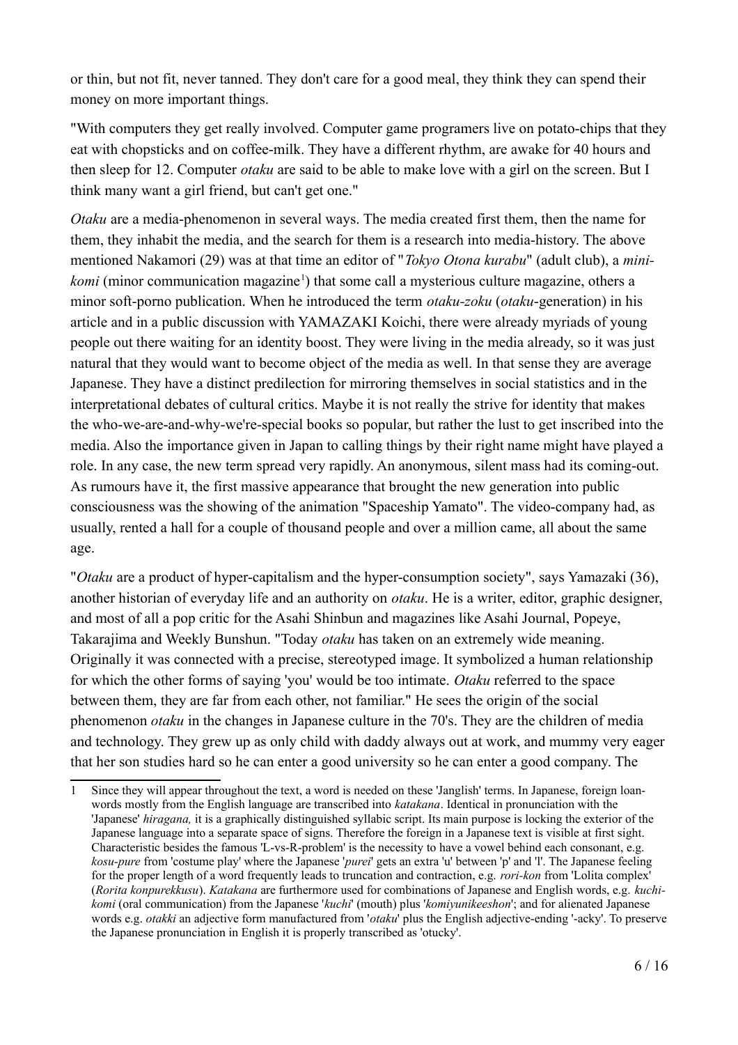or thin, but not fit, never tanned. They don't care for a good meal, they think they can spend their money on more important things.

"With computers they get really involved. Computer game programers live on potato-chips that they eat with chopsticks and on coffee-milk. They have a different rhythm, are awake for 40 hours and then sleep for 12. Computer *otaku* are said to be able to make love with a girl on the screen. But I think many want a girl friend, but can't get one."

*Otaku* are a media-phenomenon in several ways. The media created first them, then the name for them, they inhabit the media, and the search for them is a research into media-history. The above mentioned Nakamori (29) was at that time an editor of "*Tokyo Otona kurabu*" (adult club), a *mini-komi* (minor communication magazine[1]) that some call a mysterious culture magazine, others a minor soft-porno publication. When he introduced the term *otaku-zoku* (*otaku*-generation) in his article and in a public discussion with YAMAZAKI Koichi, there were already myriads of young people out there waiting for an identity boost. They were living in the media already, so it was just natural that they would want to become object of the media as well. In that sense they are average Japanese. They have a distinct predilection for mirroring themselves in social statistics and in the interpretational debates of cultural critics. Maybe it is not really the strive for identity that makes the who-we-are-and-why-we're-special books so popular, but rather the lust to get inscribed into the media. Also the importance given in Japan to calling things by their right name might have played a role. In any case, the new term spread very rapidly. An anonymous, silent mass had its coming-out. As rumours have it, the first massive appearance that brought the new generation into public consciousness was the showing of the animation "Spaceship Yamato". The video-company had, as usually, rented a hall for a couple of thousand people and over a million came, all about the same age.

"*Otaku* are a product of hyper-capitalism and the hyper-consumption society", says Yamazaki (36), another historian of everyday life and an authority on *otaku*. He is a writer, editor, graphic designer, and most of all a pop critic for the Asahi Shinbun and magazines like Asahi Journal, Popeye, Takarajima and Weekly Bunshun. "Today *otaku* has taken on an extremely wide meaning. Originally it was connected with a precise, stereotyped image. It symbolized a human relationship for which the other forms of saying 'you' would be too intimate. *Otaku* referred to the space between them, they are far from each other, not familiar." He sees the origin of the social phenomenon *otaku* in the changes in Japanese culture in the 70's. They are the children of media and technology. They grew up as only child with daddy always out at work, and mummy very eager that her son studies hard so he can enter a good university so he can enter a good company. The

---

[1] Since they will appear throughout the text, a word is needed on these 'Janglish' terms. In Japanese, foreign loan-words mostly from the English language are transcribed into *katakana*. Identical in pronunciation with the 'Japanese' *hiragana,* it is a graphically distinguished syllabic script. Its main purpose is locking the exterior of the Japanese language into a separate space of signs. Therefore the foreign in a Japanese text is visible at first sight. Characteristic besides the famous 'L-vs-R-problem' is the necessity to have a vowel behind each consonant, e.g. *kosu-pure* from 'costume play' where the Japanese '*purei*' gets an extra 'u' between 'p' and 'l'. The Japanese feeling for the proper length of a word frequently leads to truncation and contraction, e.g. *rori-kon* from 'Lolita complex' (*Rorita konpurekkusu*). *Katakana* are furthermore used for combinations of Japanese and English words, e.g. *kuchi-komi* (oral communication) from the Japanese '*kuchi*' (mouth) plus '*komiyunikeeshon*'; and for alienated Japanese words e.g. *otakki* an adjective form manufactured from '*otaku*' plus the English adjective-ending '-acky'. To preserve the Japanese pronunciation in English it is properly transcribed as 'otucky'.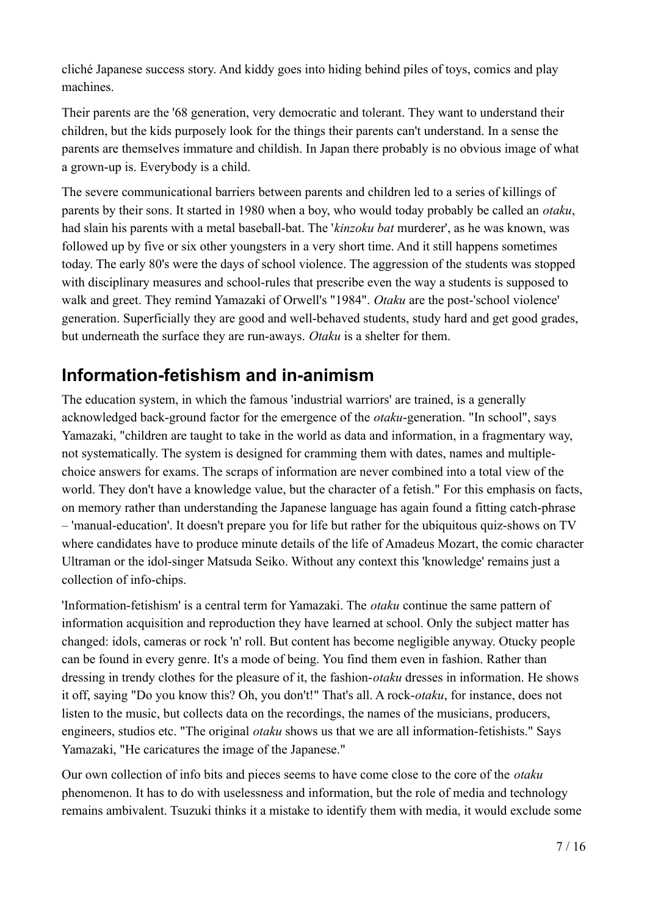cliché Japanese success story. And kiddy goes into hiding behind piles of toys, comics and play machines.

Their parents are the '68 generation, very democratic and tolerant. They want to understand their children, but the kids purposely look for the things their parents can't understand. In a sense the parents are themselves immature and childish. In Japan there probably is no obvious image of what a grown-up is. Everybody is a child.

The severe communicational barriers between parents and children led to a series of killings of parents by their sons. It started in 1980 when a boy, who would today probably be called an *otaku*, had slain his parents with a metal baseball-bat. The '*kinzoku bat* murderer', as he was known, was followed up by five or six other youngsters in a very short time. And it still happens sometimes today. The early 80's were the days of school violence. The aggression of the students was stopped with disciplinary measures and school-rules that prescribe even the way a students is supposed to walk and greet. They remind Yamazaki of Orwell's "1984". *Otaku* are the post-'school violence' generation. Superficially they are good and well-behaved students, study hard and get good grades, but underneath the surface they are run-aways. *Otaku* is a shelter for them.

## Information-fetishism and in-animism

The education system, in which the famous 'industrial warriors' are trained, is a generally acknowledged back-ground factor for the emergence of the *otaku*-generation. "In school", says Yamazaki, "children are taught to take in the world as data and information, in a fragmentary way, not systematically. The system is designed for cramming them with dates, names and multiple-choice answers for exams. The scraps of information are never combined into a total view of the world. They don't have a knowledge value, but the character of a fetish." For this emphasis on facts, on memory rather than understanding the Japanese language has again found a fitting catch-phrase – 'manual-education'. It doesn't prepare you for life but rather for the ubiquitous quiz-shows on TV where candidates have to produce minute details of the life of Amadeus Mozart, the comic character Ultraman or the idol-singer Matsuda Seiko. Without any context this 'knowledge' remains just a collection of info-chips.

'Information-fetishism' is a central term for Yamazaki. The *otaku* continue the same pattern of information acquisition and reproduction they have learned at school. Only the subject matter has changed: idols, cameras or rock 'n' roll. But content has become negligible anyway. Otucky people can be found in every genre. It's a mode of being. You find them even in fashion. Rather than dressing in trendy clothes for the pleasure of it, the fashion-*otaku* dresses in information. He shows it off, saying "Do you know this? Oh, you don't!" That's all. A rock-*otaku*, for instance, does not listen to the music, but collects data on the recordings, the names of the musicians, producers, engineers, studios etc. "The original *otaku* shows us that we are all information-fetishists." Says Yamazaki, "He caricatures the image of the Japanese."

Our own collection of info bits and pieces seems to have come close to the core of the *otaku* phenomenon. It has to do with uselessness and information, but the role of media and technology remains ambivalent. Tsuzuki thinks it a mistake to identify them with media, it would exclude some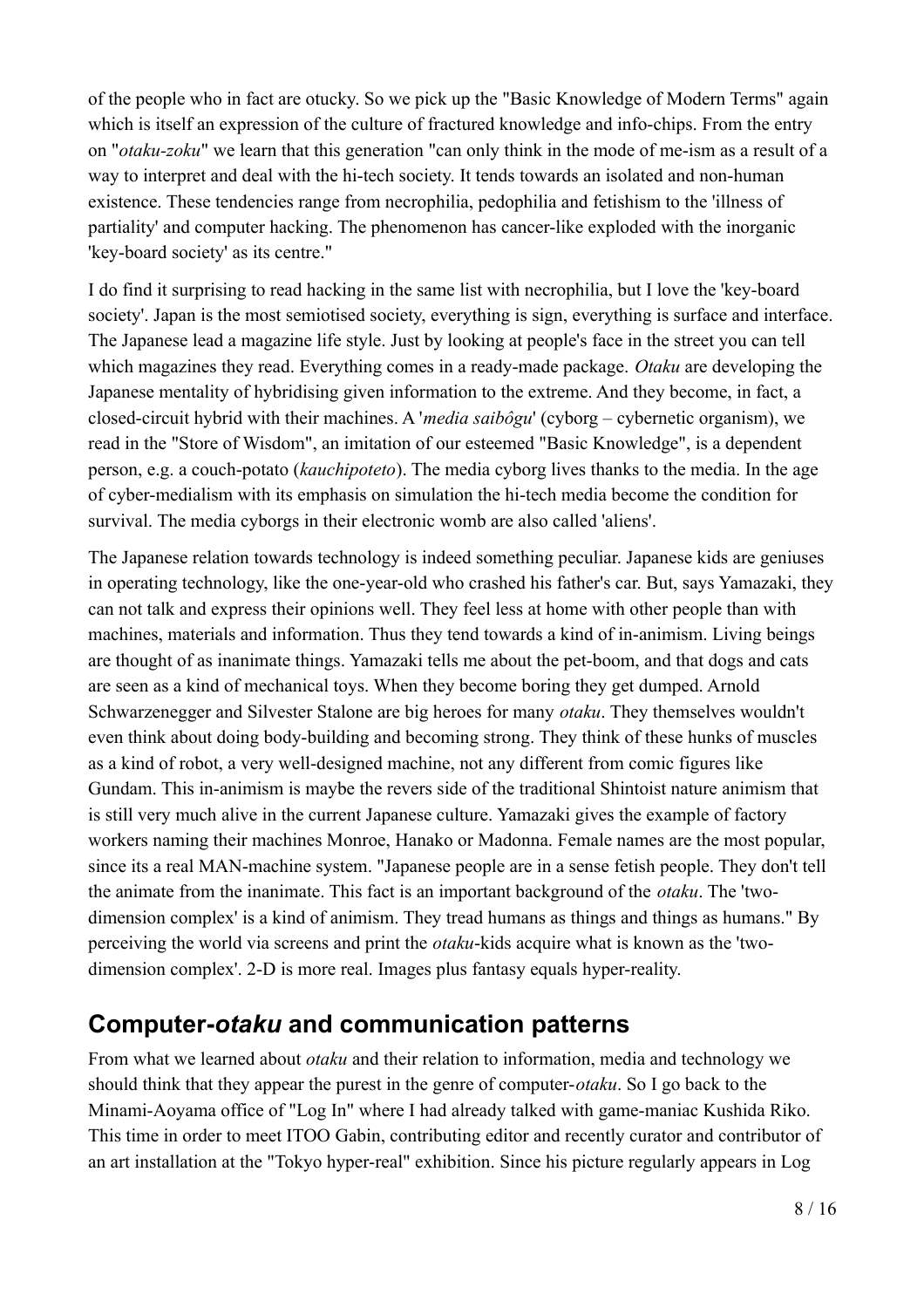of the people who in fact are otucky. So we pick up the "Basic Knowledge of Modern Terms" again which is itself an expression of the culture of fractured knowledge and info-chips. From the entry on "*otaku-zoku*" we learn that this generation "can only think in the mode of me-ism as a result of a way to interpret and deal with the hi-tech society. It tends towards an isolated and non-human existence. These tendencies range from necrophilia, pedophilia and fetishism to the 'illness of partiality' and computer hacking. The phenomenon has cancer-like exploded with the inorganic 'key-board society' as its centre."

I do find it surprising to read hacking in the same list with necrophilia, but I love the 'key-board society'. Japan is the most semiotised society, everything is sign, everything is surface and interface. The Japanese lead a magazine life style. Just by looking at people's face in the street you can tell which magazines they read. Everything comes in a ready-made package. *Otaku* are developing the Japanese mentality of hybridising given information to the extreme. And they become, in fact, a closed-circuit hybrid with their machines. A '*media saibôgu*' (cyborg – cybernetic organism), we read in the "Store of Wisdom", an imitation of our esteemed "Basic Knowledge", is a dependent person, e.g. a couch-potato (*kauchipoteto*). The media cyborg lives thanks to the media. In the age of cyber-medialism with its emphasis on simulation the hi-tech media become the condition for survival. The media cyborgs in their electronic womb are also called 'aliens'.

The Japanese relation towards technology is indeed something peculiar. Japanese kids are geniuses in operating technology, like the one-year-old who crashed his father's car. But, says Yamazaki, they can not talk and express their opinions well. They feel less at home with other people than with machines, materials and information. Thus they tend towards a kind of in-animism. Living beings are thought of as inanimate things. Yamazaki tells me about the pet-boom, and that dogs and cats are seen as a kind of mechanical toys. When they become boring they get dumped. Arnold Schwarzenegger and Silvester Stalone are big heroes for many *otaku*. They themselves wouldn't even think about doing body-building and becoming strong. They think of these hunks of muscles as a kind of robot, a very well-designed machine, not any different from comic figures like Gundam. This in-animism is maybe the revers side of the traditional Shintoist nature animism that is still very much alive in the current Japanese culture. Yamazaki gives the example of factory workers naming their machines Monroe, Hanako or Madonna. Female names are the most popular, since its a real MAN-machine system. "Japanese people are in a sense fetish people. They don't tell the animate from the inanimate. This fact is an important background of the *otaku*. The 'two-dimension complex' is a kind of animism. They tread humans as things and things as humans." By perceiving the world via screens and print the *otaku*-kids acquire what is known as the 'two-dimension complex'. 2-D is more real. Images plus fantasy equals hyper-reality.

## Computer-*otaku* and communication patterns

From what we learned about *otaku* and their relation to information, media and technology we should think that they appear the purest in the genre of computer-*otaku*. So I go back to the Minami-Aoyama office of "Log In" where I had already talked with game-maniac Kushida Riko. This time in order to meet ITOO Gabin, contributing editor and recently curator and contributor of an art installation at the "Tokyo hyper-real" exhibition. Since his picture regularly appears in Log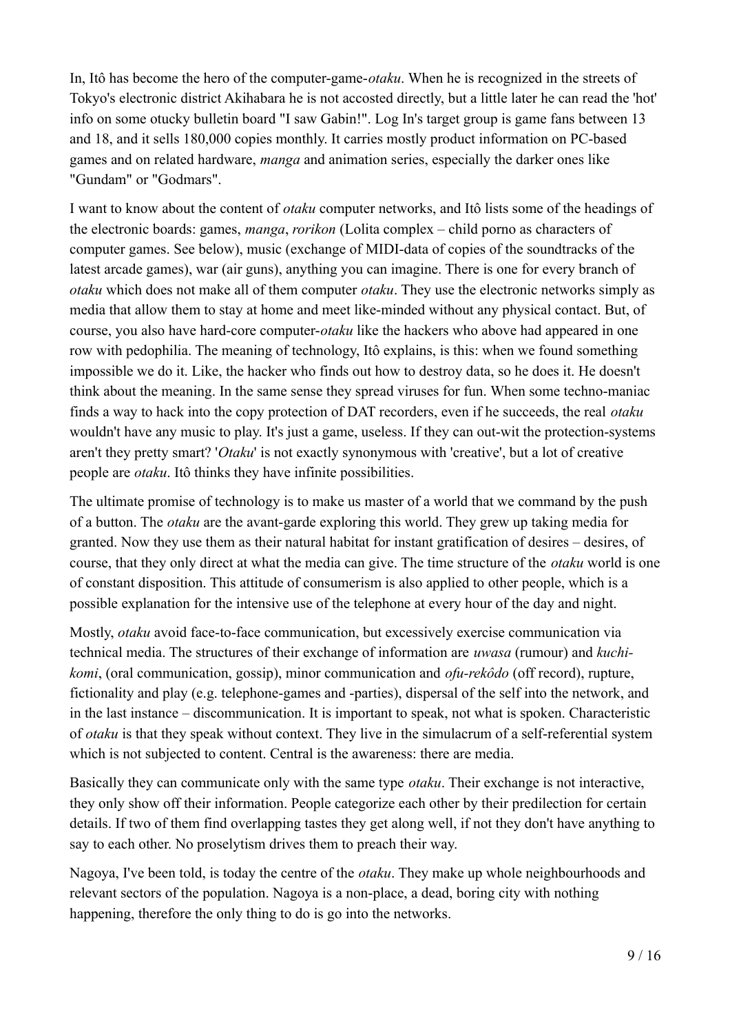In, Itô has become the hero of the computer-game-*otaku*. When he is recognized in the streets of Tokyo's electronic district Akihabara he is not accosted directly, but a little later he can read the 'hot' info on some otucky bulletin board "I saw Gabin!". Log In's target group is game fans between 13 and 18, and it sells 180,000 copies monthly. It carries mostly product information on PC-based games and on related hardware, *manga* and animation series, especially the darker ones like "Gundam" or "Godmars".

I want to know about the content of *otaku* computer networks, and Itô lists some of the headings of the electronic boards: games, *manga*, *rorikon* (Lolita complex – child porno as characters of computer games. See below), music (exchange of MIDI-data of copies of the soundtracks of the latest arcade games), war (air guns), anything you can imagine. There is one for every branch of *otaku* which does not make all of them computer *otaku*. They use the electronic networks simply as media that allow them to stay at home and meet like-minded without any physical contact. But, of course, you also have hard-core computer-*otaku* like the hackers who above had appeared in one row with pedophilia. The meaning of technology, Itô explains, is this: when we found something impossible we do it. Like, the hacker who finds out how to destroy data, so he does it. He doesn't think about the meaning. In the same sense they spread viruses for fun. When some techno-maniac finds a way to hack into the copy protection of DAT recorders, even if he succeeds, the real *otaku* wouldn't have any music to play. It's just a game, useless. If they can out-wit the protection-systems aren't they pretty smart? '*Otaku*' is not exactly synonymous with 'creative', but a lot of creative people are *otaku*. Itô thinks they have infinite possibilities.

The ultimate promise of technology is to make us master of a world that we command by the push of a button. The *otaku* are the avant-garde exploring this world. They grew up taking media for granted. Now they use them as their natural habitat for instant gratification of desires – desires, of course, that they only direct at what the media can give. The time structure of the *otaku* world is one of constant disposition. This attitude of consumerism is also applied to other people, which is a possible explanation for the intensive use of the telephone at every hour of the day and night.

Mostly, *otaku* avoid face-to-face communication, but excessively exercise communication via technical media. The structures of their exchange of information are *uwasa* (rumour) and *kuchi-komi*, (oral communication, gossip), minor communication and *ofu-rekôdo* (off record), rupture, fictionality and play (e.g. telephone-games and -parties), dispersal of the self into the network, and in the last instance – discommunication. It is important to speak, not what is spoken. Characteristic of *otaku* is that they speak without context. They live in the simulacrum of a self-referential system which is not subjected to content. Central is the awareness: there are media.

Basically they can communicate only with the same type *otaku*. Their exchange is not interactive, they only show off their information. People categorize each other by their predilection for certain details. If two of them find overlapping tastes they get along well, if not they don't have anything to say to each other. No proselytism drives them to preach their way.

Nagoya, I've been told, is today the centre of the *otaku*. They make up whole neighbourhoods and relevant sectors of the population. Nagoya is a non-place, a dead, boring city with nothing happening, therefore the only thing to do is go into the networks.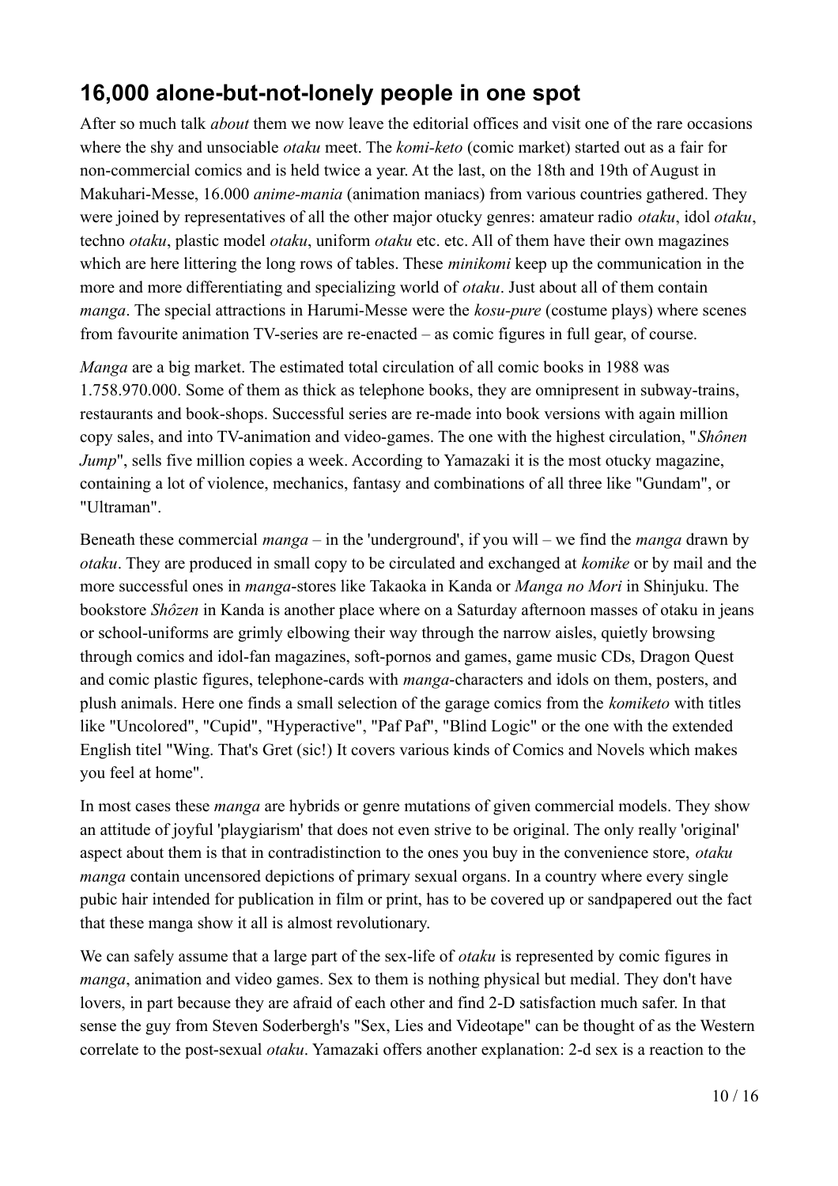## 16,000 alone-but-not-lonely people in one spot

After so much talk *about* them we now leave the editorial offices and visit one of the rare occasions where the shy and unsociable *otaku* meet. The *komi-keto* (comic market) started out as a fair for non-commercial comics and is held twice a year. At the last, on the 18th and 19th of August in Makuhari-Messe, 16.000 *anime-mania* (animation maniacs) from various countries gathered. They were joined by representatives of all the other major otucky genres: amateur radio *otaku*, idol *otaku*, techno *otaku*, plastic model *otaku*, uniform *otaku* etc. etc. All of them have their own magazines which are here littering the long rows of tables. These *minikomi* keep up the communication in the more and more differentiating and specializing world of *otaku*. Just about all of them contain *manga*. The special attractions in Harumi-Messe were the *kosu-pure* (costume plays) where scenes from favourite animation TV-series are re-enacted – as comic figures in full gear, of course.

*Manga* are a big market. The estimated total circulation of all comic books in 1988 was 1.758.970.000. Some of them as thick as telephone books, they are omnipresent in subway-trains, restaurants and book-shops. Successful series are re-made into book versions with again million copy sales, and into TV-animation and video-games. The one with the highest circulation, "*Shônen Jump*", sells five million copies a week. According to Yamazaki it is the most otucky magazine, containing a lot of violence, mechanics, fantasy and combinations of all three like "Gundam", or "Ultraman".

Beneath these commercial *manga* – in the 'underground', if you will – we find the *manga* drawn by *otaku*. They are produced in small copy to be circulated and exchanged at *komike* or by mail and the more successful ones in *manga*-stores like Takaoka in Kanda or *Manga no Mori* in Shinjuku. The bookstore *Shôzen* in Kanda is another place where on a Saturday afternoon masses of otaku in jeans or school-uniforms are grimly elbowing their way through the narrow aisles, quietly browsing through comics and idol-fan magazines, soft-pornos and games, game music CDs, Dragon Quest and comic plastic figures, telephone-cards with *manga*-characters and idols on them, posters, and plush animals. Here one finds a small selection of the garage comics from the *komiketo* with titles like "Uncolored", "Cupid", "Hyperactive", "Paf Paf", "Blind Logic" or the one with the extended English titel "Wing. That's Gret (sic!) It covers various kinds of Comics and Novels which makes you feel at home".

In most cases these *manga* are hybrids or genre mutations of given commercial models. They show an attitude of joyful 'playgiarism' that does not even strive to be original. The only really 'original' aspect about them is that in contradistinction to the ones you buy in the convenience store, *otaku manga* contain uncensored depictions of primary sexual organs. In a country where every single pubic hair intended for publication in film or print, has to be covered up or sandpapered out the fact that these manga show it all is almost revolutionary.

We can safely assume that a large part of the sex-life of *otaku* is represented by comic figures in *manga*, animation and video games. Sex to them is nothing physical but medial. They don't have lovers, in part because they are afraid of each other and find 2-D satisfaction much safer. In that sense the guy from Steven Soderbergh's "Sex, Lies and Videotape" can be thought of as the Western correlate to the post-sexual *otaku*. Yamazaki offers another explanation: 2-d sex is a reaction to the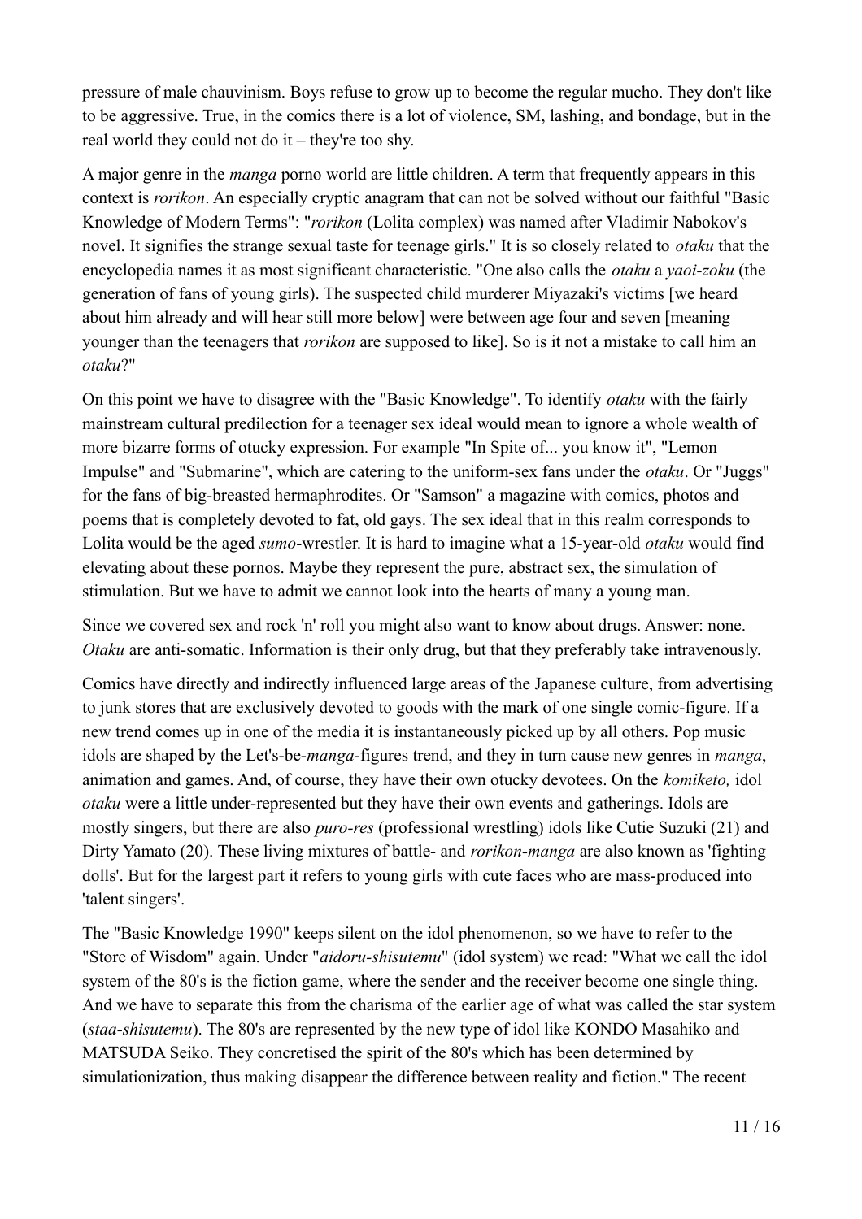pressure of male chauvinism. Boys refuse to grow up to become the regular mucho. They don't like to be aggressive. True, in the comics there is a lot of violence, SM, lashing, and bondage, but in the real world they could not do it – they're too shy.

A major genre in the *manga* porno world are little children. A term that frequently appears in this context is *rorikon*. An especially cryptic anagram that can not be solved without our faithful "Basic Knowledge of Modern Terms": "*rorikon* (Lolita complex) was named after Vladimir Nabokov's novel. It signifies the strange sexual taste for teenage girls." It is so closely related to *otaku* that the encyclopedia names it as most significant characteristic. "One also calls the *otaku* a *yaoi-zoku* (the generation of fans of young girls). The suspected child murderer Miyazaki's victims [we heard about him already and will hear still more below] were between age four and seven [meaning younger than the teenagers that *rorikon* are supposed to like]. So is it not a mistake to call him an *otaku*?"

On this point we have to disagree with the "Basic Knowledge". To identify *otaku* with the fairly mainstream cultural predilection for a teenager sex ideal would mean to ignore a whole wealth of more bizarre forms of otucky expression. For example "In Spite of... you know it", "Lemon Impulse" and "Submarine", which are catering to the uniform-sex fans under the *otaku*. Or "Juggs" for the fans of big-breasted hermaphrodites. Or "Samson" a magazine with comics, photos and poems that is completely devoted to fat, old gays. The sex ideal that in this realm corresponds to Lolita would be the aged *sumo*-wrestler. It is hard to imagine what a 15-year-old *otaku* would find elevating about these pornos. Maybe they represent the pure, abstract sex, the simulation of stimulation. But we have to admit we cannot look into the hearts of many a young man.

Since we covered sex and rock 'n' roll you might also want to know about drugs. Answer: none. *Otaku* are anti-somatic. Information is their only drug, but that they preferably take intravenously.

Comics have directly and indirectly influenced large areas of the Japanese culture, from advertising to junk stores that are exclusively devoted to goods with the mark of one single comic-figure. If a new trend comes up in one of the media it is instantaneously picked up by all others. Pop music idols are shaped by the Let's-be-*manga*-figures trend, and they in turn cause new genres in *manga*, animation and games. And, of course, they have their own otucky devotees. On the *komiketo,* idol *otaku* were a little under-represented but they have their own events and gatherings. Idols are mostly singers, but there are also *puro-res* (professional wrestling) idols like Cutie Suzuki (21) and Dirty Yamato (20). These living mixtures of battle- and *rorikon-manga* are also known as 'fighting dolls'. But for the largest part it refers to young girls with cute faces who are mass-produced into 'talent singers'.

The "Basic Knowledge 1990" keeps silent on the idol phenomenon, so we have to refer to the "Store of Wisdom" again. Under "*aidoru-shisutemu*" (idol system) we read: "What we call the idol system of the 80's is the fiction game, where the sender and the receiver become one single thing. And we have to separate this from the charisma of the earlier age of what was called the star system (*staa-shisutemu*). The 80's are represented by the new type of idol like KONDO Masahiko and MATSUDA Seiko. They concretised the spirit of the 80's which has been determined by simulationization, thus making disappear the difference between reality and fiction." The recent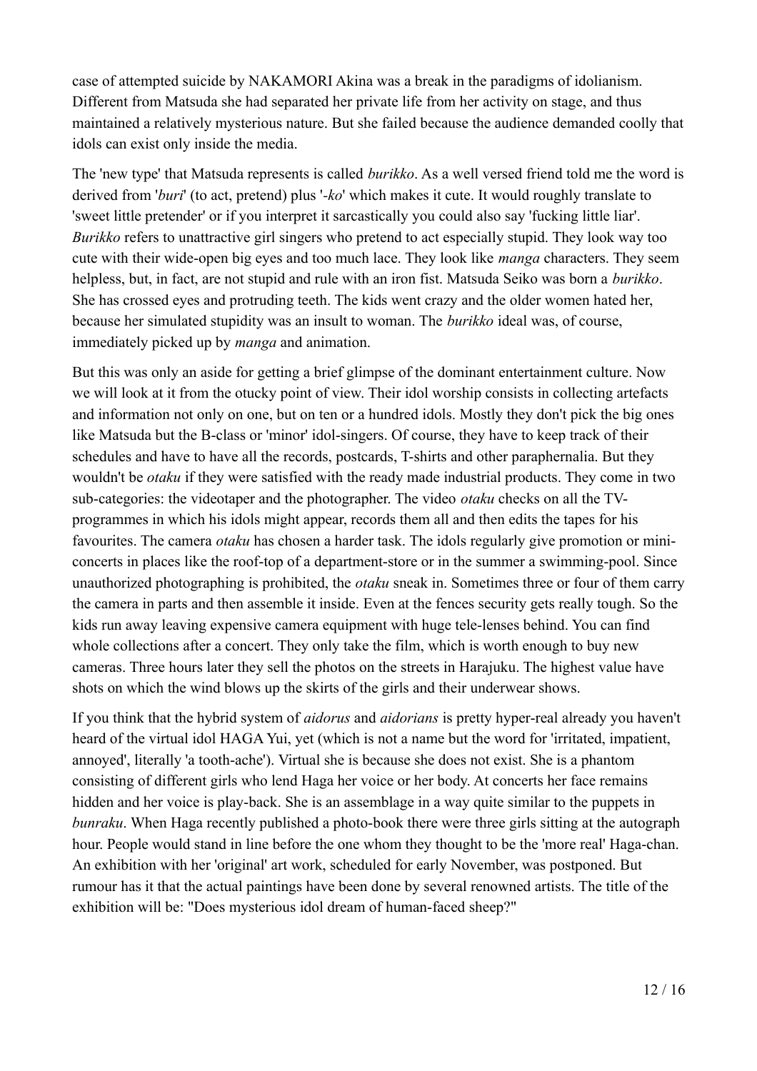case of attempted suicide by NAKAMORI Akina was a break in the paradigms of idolianism. Different from Matsuda she had separated her private life from her activity on stage, and thus maintained a relatively mysterious nature. But she failed because the audience demanded coolly that idols can exist only inside the media.

The 'new type' that Matsuda represents is called *burikko*. As a well versed friend told me the word is derived from '*buri*' (to act, pretend) plus '*-ko*' which makes it cute. It would roughly translate to 'sweet little pretender' or if you interpret it sarcastically you could also say 'fucking little liar'. *Burikko* refers to unattractive girl singers who pretend to act especially stupid. They look way too cute with their wide-open big eyes and too much lace. They look like *manga* characters. They seem helpless, but, in fact, are not stupid and rule with an iron fist. Matsuda Seiko was born a *burikko*. She has crossed eyes and protruding teeth. The kids went crazy and the older women hated her, because her simulated stupidity was an insult to woman. The *burikko* ideal was, of course, immediately picked up by *manga* and animation.

But this was only an aside for getting a brief glimpse of the dominant entertainment culture. Now we will look at it from the otucky point of view. Their idol worship consists in collecting artefacts and information not only on one, but on ten or a hundred idols. Mostly they don't pick the big ones like Matsuda but the B-class or 'minor' idol-singers. Of course, they have to keep track of their schedules and have to have all the records, postcards, T-shirts and other paraphernalia. But they wouldn't be *otaku* if they were satisfied with the ready made industrial products. They come in two sub-categories: the videotaper and the photographer. The video *otaku* checks on all the TV-programmes in which his idols might appear, records them all and then edits the tapes for his favourites. The camera *otaku* has chosen a harder task. The idols regularly give promotion or mini-concerts in places like the roof-top of a department-store or in the summer a swimming-pool. Since unauthorized photographing is prohibited, the *otaku* sneak in. Sometimes three or four of them carry the camera in parts and then assemble it inside. Even at the fences security gets really tough. So the kids run away leaving expensive camera equipment with huge tele-lenses behind. You can find whole collections after a concert. They only take the film, which is worth enough to buy new cameras. Three hours later they sell the photos on the streets in Harajuku. The highest value have shots on which the wind blows up the skirts of the girls and their underwear shows.

If you think that the hybrid system of *aidorus* and *aidorians* is pretty hyper-real already you haven't heard of the virtual idol HAGA Yui, yet (which is not a name but the word for 'irritated, impatient, annoyed', literally 'a tooth-ache'). Virtual she is because she does not exist. She is a phantom consisting of different girls who lend Haga her voice or her body. At concerts her face remains hidden and her voice is play-back. She is an assemblage in a way quite similar to the puppets in *bunraku*. When Haga recently published a photo-book there were three girls sitting at the autograph hour. People would stand in line before the one whom they thought to be the 'more real' Haga-chan. An exhibition with her 'original' art work, scheduled for early November, was postponed. But rumour has it that the actual paintings have been done by several renowned artists. The title of the exhibition will be: "Does mysterious idol dream of human-faced sheep?"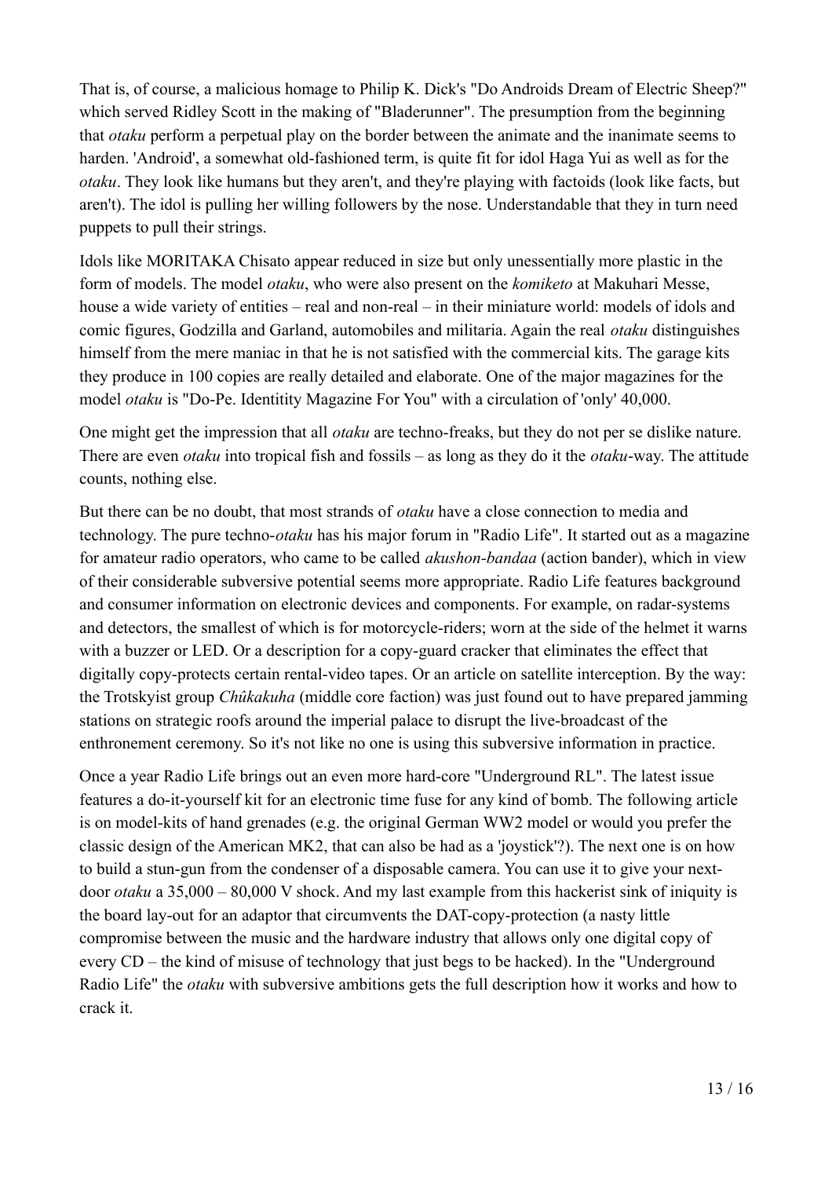That is, of course, a malicious homage to Philip K. Dick's "Do Androids Dream of Electric Sheep?" which served Ridley Scott in the making of "Bladerunner". The presumption from the beginning that *otaku* perform a perpetual play on the border between the animate and the inanimate seems to harden. 'Android', a somewhat old-fashioned term, is quite fit for idol Haga Yui as well as for the *otaku*. They look like humans but they aren't, and they're playing with factoids (look like facts, but aren't). The idol is pulling her willing followers by the nose. Understandable that they in turn need puppets to pull their strings.

Idols like MORITAKA Chisato appear reduced in size but only unessentially more plastic in the form of models. The model *otaku*, who were also present on the *komiketo* at Makuhari Messe, house a wide variety of entities – real and non-real – in their miniature world: models of idols and comic figures, Godzilla and Garland, automobiles and militaria. Again the real *otaku* distinguishes himself from the mere maniac in that he is not satisfied with the commercial kits. The garage kits they produce in 100 copies are really detailed and elaborate. One of the major magazines for the model *otaku* is "Do-Pe. Identitity Magazine For You" with a circulation of 'only' 40,000.

One might get the impression that all *otaku* are techno-freaks, but they do not per se dislike nature. There are even *otaku* into tropical fish and fossils – as long as they do it the *otaku*-way. The attitude counts, nothing else.

But there can be no doubt, that most strands of *otaku* have a close connection to media and technology. The pure techno-*otaku* has his major forum in "Radio Life". It started out as a magazine for amateur radio operators, who came to be called *akushon-bandaa* (action bander), which in view of their considerable subversive potential seems more appropriate. Radio Life features background and consumer information on electronic devices and components. For example, on radar-systems and detectors, the smallest of which is for motorcycle-riders; worn at the side of the helmet it warns with a buzzer or LED. Or a description for a copy-guard cracker that eliminates the effect that digitally copy-protects certain rental-video tapes. Or an article on satellite interception. By the way: the Trotskyist group *Chûkakuha* (middle core faction) was just found out to have prepared jamming stations on strategic roofs around the imperial palace to disrupt the live-broadcast of the enthronement ceremony. So it's not like no one is using this subversive information in practice.

Once a year Radio Life brings out an even more hard-core "Underground RL". The latest issue features a do-it-yourself kit for an electronic time fuse for any kind of bomb. The following article is on model-kits of hand grenades (e.g. the original German WW2 model or would you prefer the classic design of the American MK2, that can also be had as a 'joystick'?). The next one is on how to build a stun-gun from the condenser of a disposable camera. You can use it to give your next-door *otaku* a 35,000 – 80,000 V shock. And my last example from this hackerist sink of iniquity is the board lay-out for an adaptor that circumvents the DAT-copy-protection (a nasty little compromise between the music and the hardware industry that allows only one digital copy of every CD – the kind of misuse of technology that just begs to be hacked). In the "Underground Radio Life" the *otaku* with subversive ambitions gets the full description how it works and how to crack it.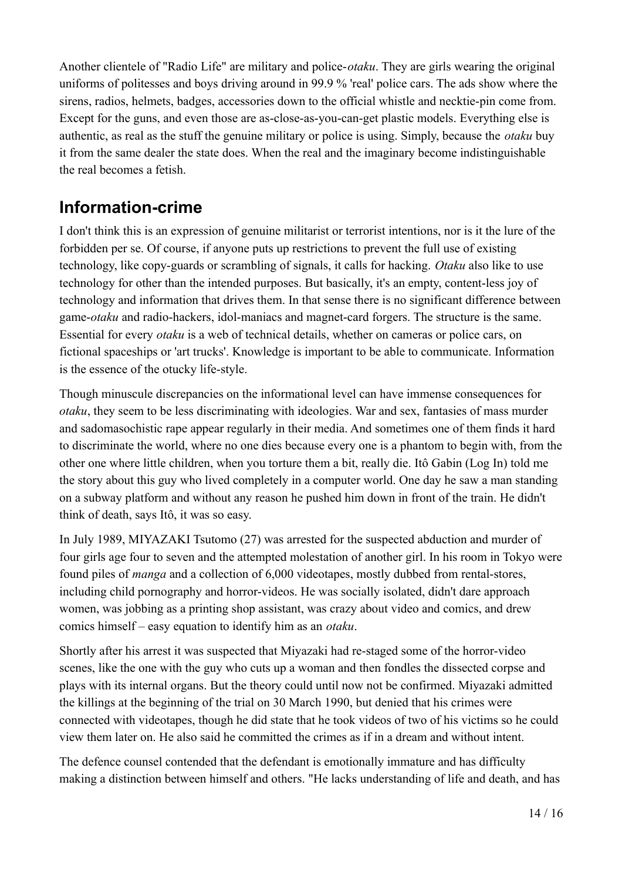Another clientele of "Radio Life" are military and police-*otaku*. They are girls wearing the original uniforms of politesses and boys driving around in 99.9 % 'real' police cars. The ads show where the sirens, radios, helmets, badges, accessories down to the official whistle and necktie-pin come from. Except for the guns, and even those are as-close-as-you-can-get plastic models. Everything else is authentic, as real as the stuff the genuine military or police is using. Simply, because the *otaku* buy it from the same dealer the state does. When the real and the imaginary become indistinguishable the real becomes a fetish.

## Information-crime

I don't think this is an expression of genuine militarist or terrorist intentions, nor is it the lure of the forbidden per se. Of course, if anyone puts up restrictions to prevent the full use of existing technology, like copy-guards or scrambling of signals, it calls for hacking. *Otaku* also like to use technology for other than the intended purposes. But basically, it's an empty, content-less joy of technology and information that drives them. In that sense there is no significant difference between game-*otaku* and radio-hackers, idol-maniacs and magnet-card forgers. The structure is the same. Essential for every *otaku* is a web of technical details, whether on cameras or police cars, on fictional spaceships or 'art trucks'. Knowledge is important to be able to communicate. Information is the essence of the otucky life-style.

Though minuscule discrepancies on the informational level can have immense consequences for *otaku*, they seem to be less discriminating with ideologies. War and sex, fantasies of mass murder and sadomasochistic rape appear regularly in their media. And sometimes one of them finds it hard to discriminate the world, where no one dies because every one is a phantom to begin with, from the other one where little children, when you torture them a bit, really die. Itô Gabin (Log In) told me the story about this guy who lived completely in a computer world. One day he saw a man standing on a subway platform and without any reason he pushed him down in front of the train. He didn't think of death, says Itô, it was so easy.

In July 1989, MIYAZAKI Tsutomo (27) was arrested for the suspected abduction and murder of four girls age four to seven and the attempted molestation of another girl. In his room in Tokyo were found piles of *manga* and a collection of 6,000 videotapes, mostly dubbed from rental-stores, including child pornography and horror-videos. He was socially isolated, didn't dare approach women, was jobbing as a printing shop assistant, was crazy about video and comics, and drew comics himself – easy equation to identify him as an *otaku*.

Shortly after his arrest it was suspected that Miyazaki had re-staged some of the horror-video scenes, like the one with the guy who cuts up a woman and then fondles the dissected corpse and plays with its internal organs. But the theory could until now not be confirmed. Miyazaki admitted the killings at the beginning of the trial on 30 March 1990, but denied that his crimes were connected with videotapes, though he did state that he took videos of two of his victims so he could view them later on. He also said he committed the crimes as if in a dream and without intent.

The defence counsel contended that the defendant is emotionally immature and has difficulty making a distinction between himself and others. "He lacks understanding of life and death, and has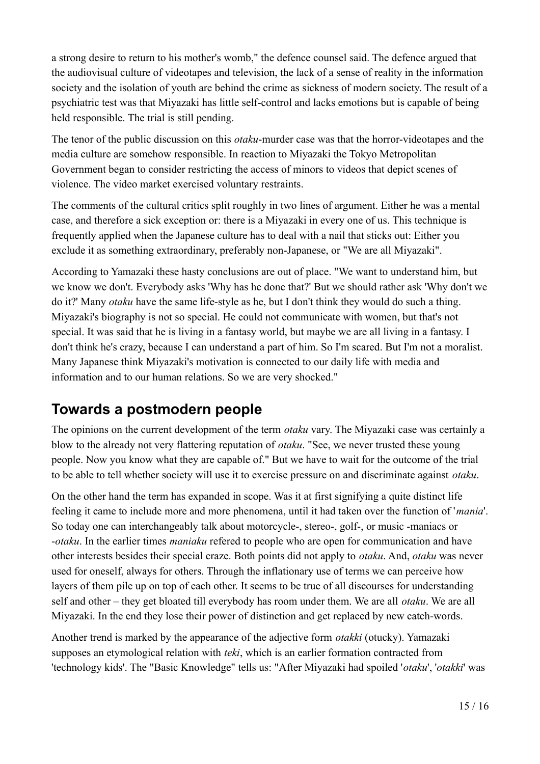a strong desire to return to his mother's womb," the defence counsel said. The defence argued that the audiovisual culture of videotapes and television, the lack of a sense of reality in the information society and the isolation of youth are behind the crime as sickness of modern society. The result of a psychiatric test was that Miyazaki has little self-control and lacks emotions but is capable of being held responsible. The trial is still pending.

The tenor of the public discussion on this *otaku*-murder case was that the horror-videotapes and the media culture are somehow responsible. In reaction to Miyazaki the Tokyo Metropolitan Government began to consider restricting the access of minors to videos that depict scenes of violence. The video market exercised voluntary restraints.

The comments of the cultural critics split roughly in two lines of argument. Either he was a mental case, and therefore a sick exception or: there is a Miyazaki in every one of us. This technique is frequently applied when the Japanese culture has to deal with a nail that sticks out: Either you exclude it as something extraordinary, preferably non-Japanese, or "We are all Miyazaki".

According to Yamazaki these hasty conclusions are out of place. "We want to understand him, but we know we don't. Everybody asks 'Why has he done that?' But we should rather ask 'Why don't we do it?' Many *otaku* have the same life-style as he, but I don't think they would do such a thing. Miyazaki's biography is not so special. He could not communicate with women, but that's not special. It was said that he is living in a fantasy world, but maybe we are all living in a fantasy. I don't think he's crazy, because I can understand a part of him. So I'm scared. But I'm not a moralist. Many Japanese think Miyazaki's motivation is connected to our daily life with media and information and to our human relations. So we are very shocked."

## Towards a postmodern people

The opinions on the current development of the term *otaku* vary. The Miyazaki case was certainly a blow to the already not very flattering reputation of *otaku*. "See, we never trusted these young people. Now you know what they are capable of." But we have to wait for the outcome of the trial to be able to tell whether society will use it to exercise pressure on and discriminate against *otaku*.

On the other hand the term has expanded in scope. Was it at first signifying a quite distinct life feeling it came to include more and more phenomena, until it had taken over the function of '*mania*'. So today one can interchangeably talk about motorcycle-, stereo-, golf-, or music -maniacs or -*otaku*. In the earlier times *maniaku* refered to people who are open for communication and have other interests besides their special craze. Both points did not apply to *otaku*. And, *otaku* was never used for oneself, always for others. Through the inflationary use of terms we can perceive how layers of them pile up on top of each other. It seems to be true of all discourses for understanding self and other – they get bloated till everybody has room under them. We are all *otaku*. We are all Miyazaki. In the end they lose their power of distinction and get replaced by new catch-words.

Another trend is marked by the appearance of the adjective form *otakki* (otucky). Yamazaki supposes an etymological relation with *teki*, which is an earlier formation contracted from 'technology kids'. The "Basic Knowledge" tells us: "After Miyazaki had spoiled '*otaku*', '*otakki*' was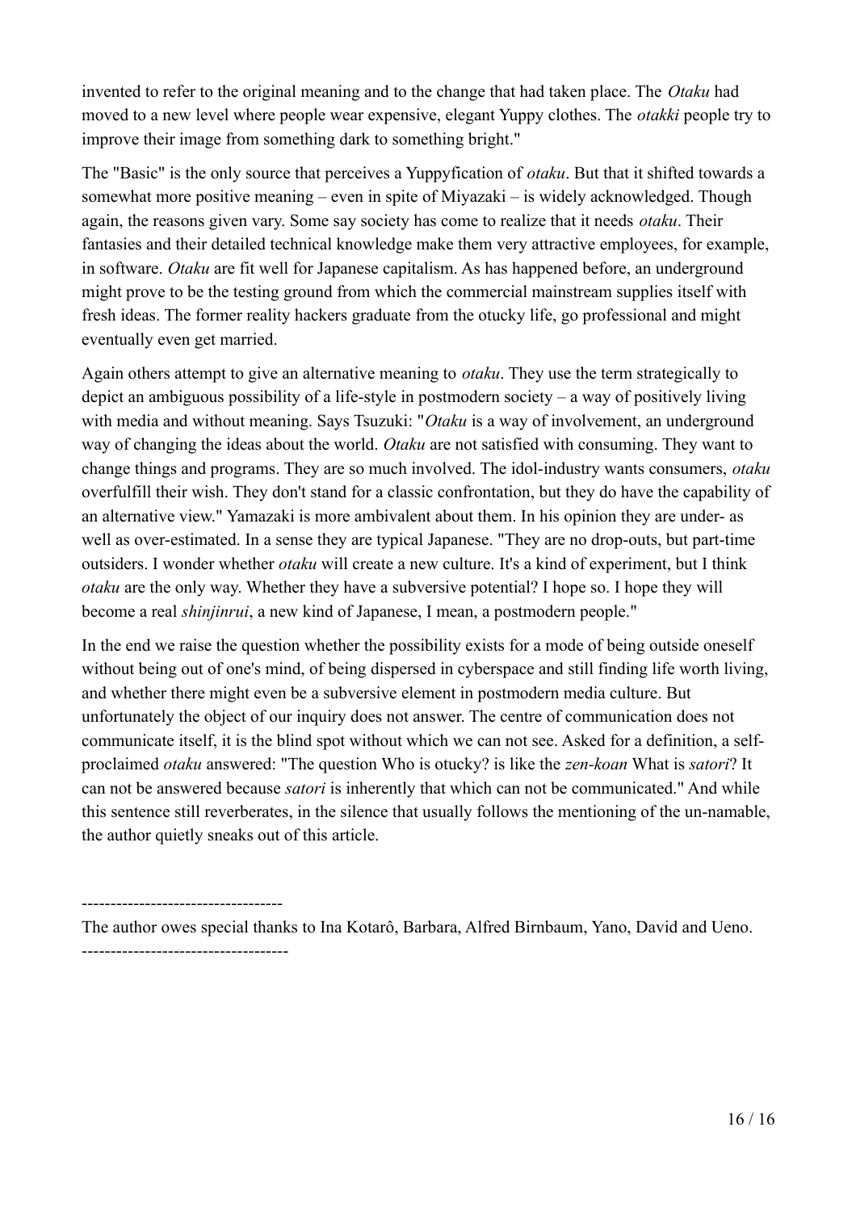invented to refer to the original meaning and to the change that had taken place. The *Otaku* had moved to a new level where people wear expensive, elegant Yuppy clothes. The *otakki* people try to improve their image from something dark to something bright."

The "Basic" is the only source that perceives a Yuppyfication of *otaku*. But that it shifted towards a somewhat more positive meaning – even in spite of Miyazaki – is widely acknowledged. Though again, the reasons given vary. Some say society has come to realize that it needs *otaku*. Their fantasies and their detailed technical knowledge make them very attractive employees, for example, in software. *Otaku* are fit well for Japanese capitalism. As has happened before, an underground might prove to be the testing ground from which the commercial mainstream supplies itself with fresh ideas. The former reality hackers graduate from the otucky life, go professional and might eventually even get married.

Again others attempt to give an alternative meaning to *otaku*. They use the term strategically to depict an ambiguous possibility of a life-style in postmodern society – a way of positively living with media and without meaning. Says Tsuzuki: "*Otaku* is a way of involvement, an underground way of changing the ideas about the world. *Otaku* are not satisfied with consuming. They want to change things and programs. They are so much involved. The idol-industry wants consumers, *otaku* overfulfill their wish. They don't stand for a classic confrontation, but they do have the capability of an alternative view." Yamazaki is more ambivalent about them. In his opinion they are under- as well as over-estimated. In a sense they are typical Japanese. "They are no drop-outs, but part-time outsiders. I wonder whether *otaku* will create a new culture. It's a kind of experiment, but I think *otaku* are the only way. Whether they have a subversive potential? I hope so. I hope they will become a real *shinjinrui*, a new kind of Japanese, I mean, a postmodern people."

In the end we raise the question whether the possibility exists for a mode of being outside oneself without being out of one's mind, of being dispersed in cyberspace and still finding life worth living, and whether there might even be a subversive element in postmodern media culture. But unfortunately the object of our inquiry does not answer. The centre of communication does not communicate itself, it is the blind spot without which we can not see. Asked for a definition, a self-proclaimed *otaku* answered: "The question Who is otucky? is like the *zen-koan* What is *satori*? It can not be answered because *satori* is inherently that which can not be communicated." And while this sentence still reverberates, in the silence that usually follows the mentioning of the un-namable, the author quietly sneaks out of this article.

-----------------------------------

The author owes special thanks to Ina Kotarô, Barbara, Alfred Birnbaum, Yano, David and Ueno.

------------------------------------